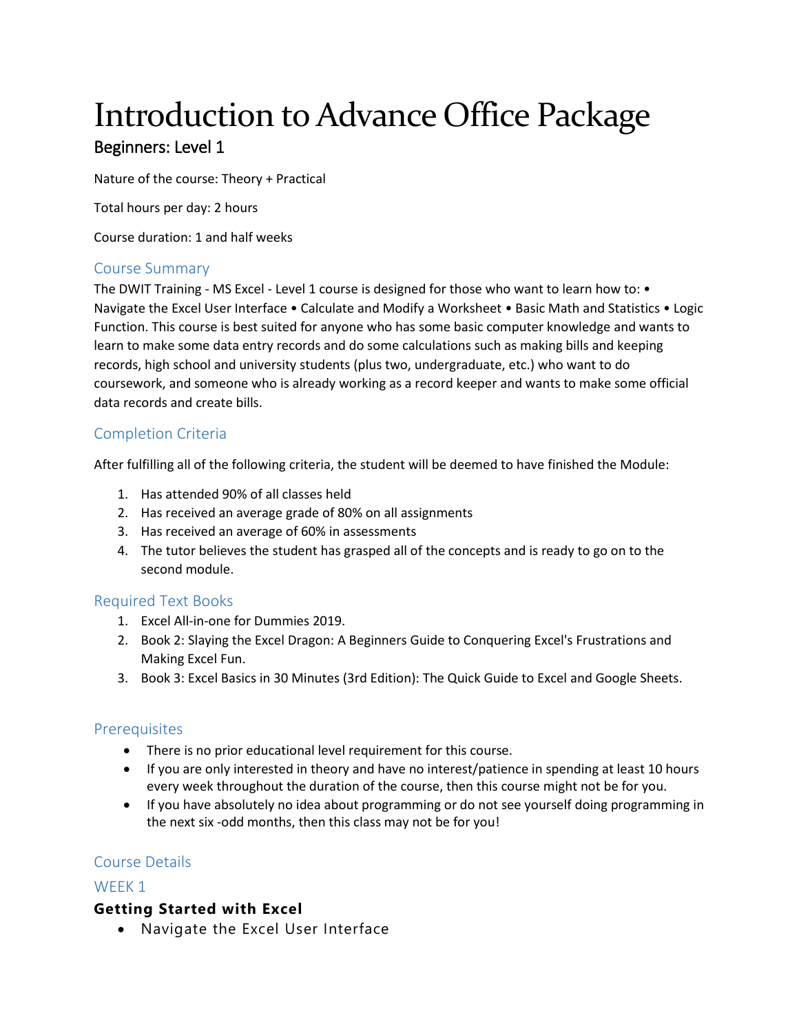# Introduction to Advance Office Package

## Beginners: Level 1

Nature of the course: Theory + Practical

Total hours per day: 2 hours

Course duration: 1 and half weeks

### Course Summary

The DWIT Training - MS Excel - Level 1 course is designed for those who want to learn how to: • Navigate the Excel User Interface • Calculate and Modify a Worksheet • Basic Math and Statistics • Logic Function. This course is best suited for anyone who has some basic computer knowledge and wants to learn to make some data entry records and do some calculations such as making bills and keeping records, high school and university students (plus two, undergraduate, etc.) who want to do coursework, and someone who is already working as a record keeper and wants to make some official data records and create bills.

### Completion Criteria

After fulfilling all of the following criteria, the student will be deemed to have finished the Module:

1. Has attended 90% of all classes held
2. Has received an average grade of 80% on all assignments
3. Has received an average of 60% in assessments
4. The tutor believes the student has grasped all of the concepts and is ready to go on to the second module.

### Required Text Books

1. Excel All-in-one for Dummies 2019.
2. Book 2: Slaying the Excel Dragon: A Beginners Guide to Conquering Excel's Frustrations and Making Excel Fun.
3. Book 3: Excel Basics in 30 Minutes (3rd Edition): The Quick Guide to Excel and Google Sheets.

### Prerequisites

- There is no prior educational level requirement for this course.
- If you are only interested in theory and have no interest/patience in spending at least 10 hours every week throughout the duration of the course, then this course might not be for you.
- If you have absolutely no idea about programming or do not see yourself doing programming in the next six -odd months, then this class may not be for you!

### Course Details

### WEEK 1

**Getting Started with Excel**

- Navigate the Excel User Interface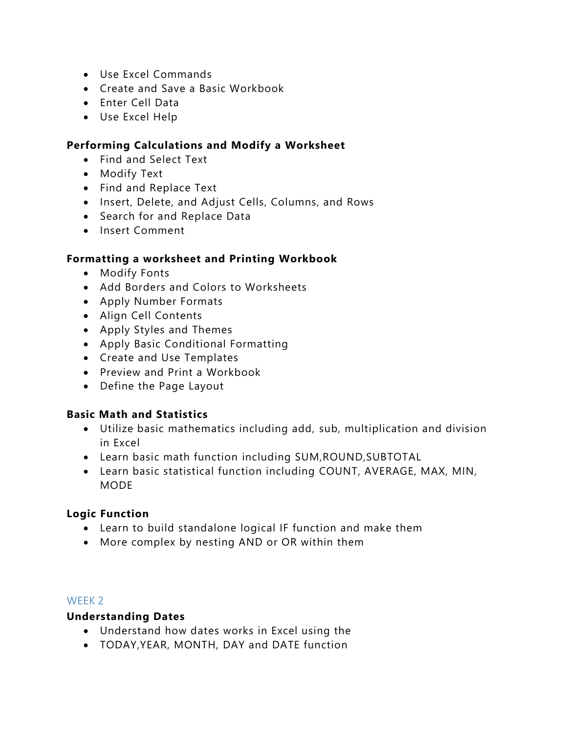- Use Excel Commands
- Create and Save a Basic Workbook
- Enter Cell Data
- Use Excel Help

**Performing Calculations and Modify a Worksheet**

- Find and Select Text
- Modify Text
- Find and Replace Text
- Insert, Delete, and Adjust Cells, Columns, and Rows
- Search for and Replace Data
- Insert Comment

**Formatting a worksheet and Printing Workbook**

- Modify Fonts
- Add Borders and Colors to Worksheets
- Apply Number Formats
- Align Cell Contents
- Apply Styles and Themes
- Apply Basic Conditional Formatting
- Create and Use Templates
- Preview and Print a Workbook
- Define the Page Layout

**Basic Math and Statistics**

- Utilize basic mathematics including add, sub, multiplication and division in Excel
- Learn basic math function including SUM,ROUND,SUBTOTAL
- Learn basic statistical function including COUNT, AVERAGE, MAX, MIN, MODE

**Logic Function**

- Learn to build standalone logical IF function and make them
- More complex by nesting AND or OR within them

## WEEK 2

**Understanding Dates**

- Understand how dates works in Excel using the
- TODAY,YEAR, MONTH, DAY and DATE function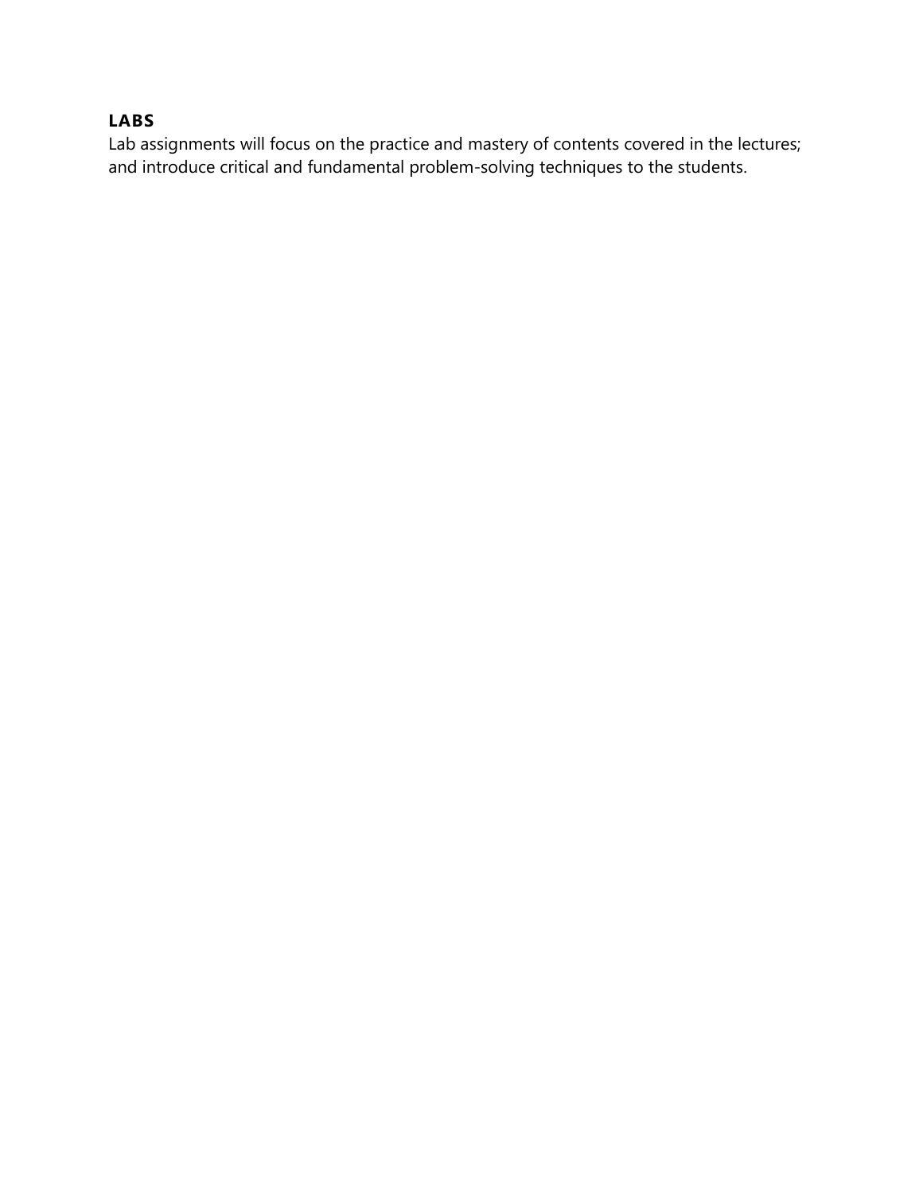### LABS

Lab assignments will focus on the practice and mastery of contents covered in the lectures; and introduce critical and fundamental problem-solving techniques to the students.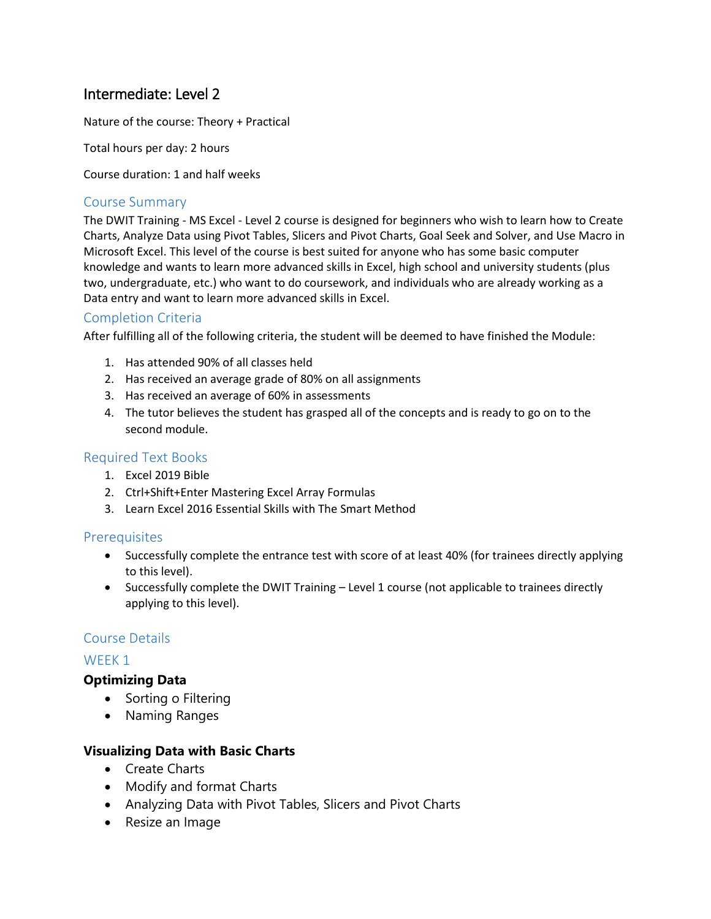## Intermediate: Level 2

Nature of the course: Theory + Practical

Total hours per day: 2 hours

Course duration: 1 and half weeks

### Course Summary

The DWIT Training - MS Excel - Level 2 course is designed for beginners who wish to learn how to Create Charts, Analyze Data using Pivot Tables, Slicers and Pivot Charts, Goal Seek and Solver, and Use Macro in Microsoft Excel. This level of the course is best suited for anyone who has some basic computer knowledge and wants to learn more advanced skills in Excel, high school and university students (plus two, undergraduate, etc.) who want to do coursework, and individuals who are already working as a Data entry and want to learn more advanced skills in Excel.

### Completion Criteria

After fulfilling all of the following criteria, the student will be deemed to have finished the Module:

1. Has attended 90% of all classes held
2. Has received an average grade of 80% on all assignments
3. Has received an average of 60% in assessments
4. The tutor believes the student has grasped all of the concepts and is ready to go on to the second module.

### Required Text Books

1. Excel 2019 Bible
2. Ctrl+Shift+Enter Mastering Excel Array Formulas
3. Learn Excel 2016 Essential Skills with The Smart Method

### Prerequisites

- Successfully complete the entrance test with score of at least 40% (for trainees directly applying to this level).
- Successfully complete the DWIT Training – Level 1 course (not applicable to trainees directly applying to this level).

### Course Details

### WEEK 1

**Optimizing Data**

- Sorting o Filtering
- Naming Ranges

**Visualizing Data with Basic Charts**

- Create Charts
- Modify and format Charts
- Analyzing Data with Pivot Tables, Slicers and Pivot Charts
- Resize an Image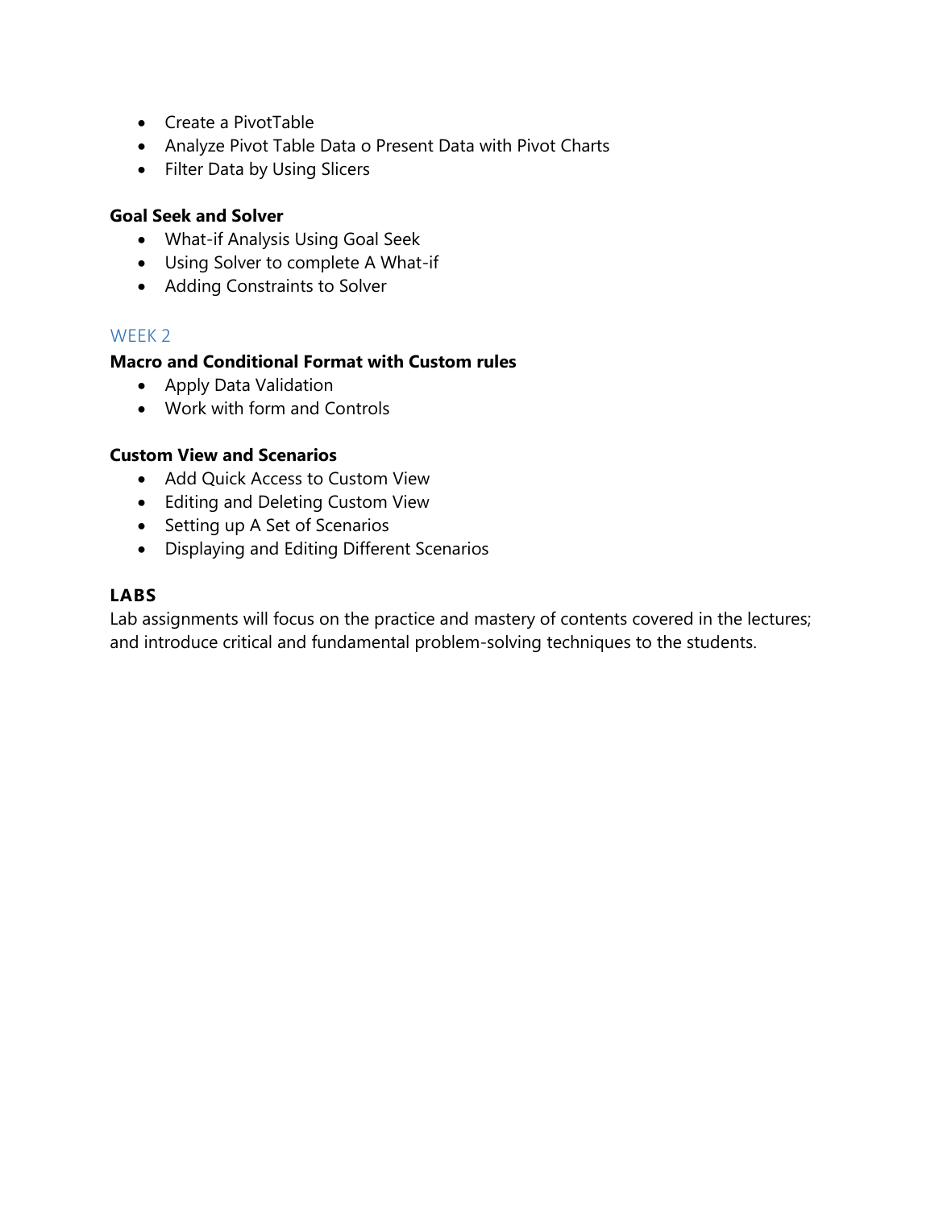- Create a PivotTable
- Analyze Pivot Table Data o Present Data with Pivot Charts
- Filter Data by Using Slicers

**Goal Seek and Solver**

- What-if Analysis Using Goal Seek
- Using Solver to complete A What-if
- Adding Constraints to Solver

## WEEK 2

**Macro and Conditional Format with Custom rules**

- Apply Data Validation
- Work with form and Controls

**Custom View and Scenarios**

- Add Quick Access to Custom View
- Editing and Deleting Custom View
- Setting up A Set of Scenarios
- Displaying and Editing Different Scenarios

### LABS

Lab assignments will focus on the practice and mastery of contents covered in the lectures; and introduce critical and fundamental problem-solving techniques to the students.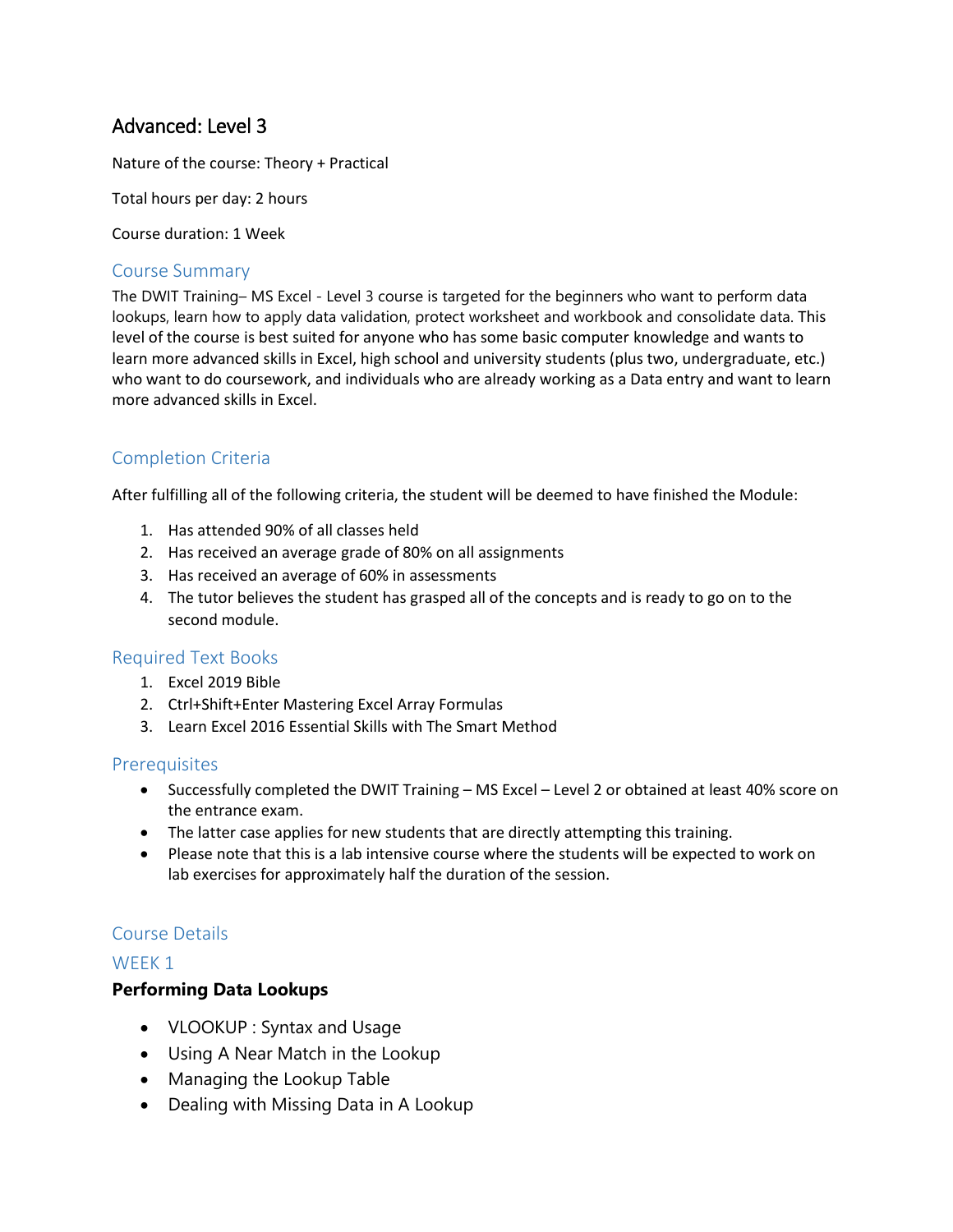# Advanced: Level 3

Nature of the course: Theory + Practical

Total hours per day: 2 hours

Course duration: 1 Week

## Course Summary

The DWIT Training– MS Excel - Level 3 course is targeted for the beginners who want to perform data lookups, learn how to apply data validation, protect worksheet and workbook and consolidate data. This level of the course is best suited for anyone who has some basic computer knowledge and wants to learn more advanced skills in Excel, high school and university students (plus two, undergraduate, etc.) who want to do coursework, and individuals who are already working as a Data entry and want to learn more advanced skills in Excel.

## Completion Criteria

After fulfilling all of the following criteria, the student will be deemed to have finished the Module:

1. Has attended 90% of all classes held
2. Has received an average grade of 80% on all assignments
3. Has received an average of 60% in assessments
4. The tutor believes the student has grasped all of the concepts and is ready to go on to the second module.

## Required Text Books

1. Excel 2019 Bible
2. Ctrl+Shift+Enter Mastering Excel Array Formulas
3. Learn Excel 2016 Essential Skills with The Smart Method

## Prerequisites

- Successfully completed the DWIT Training – MS Excel – Level 2 or obtained at least 40% score on the entrance exam.
- The latter case applies for new students that are directly attempting this training.
- Please note that this is a lab intensive course where the students will be expected to work on lab exercises for approximately half the duration of the session.

## Course Details

### WEEK 1

**Performing Data Lookups**

- VLOOKUP : Syntax and Usage
- Using A Near Match in the Lookup
- Managing the Lookup Table
- Dealing with Missing Data in A Lookup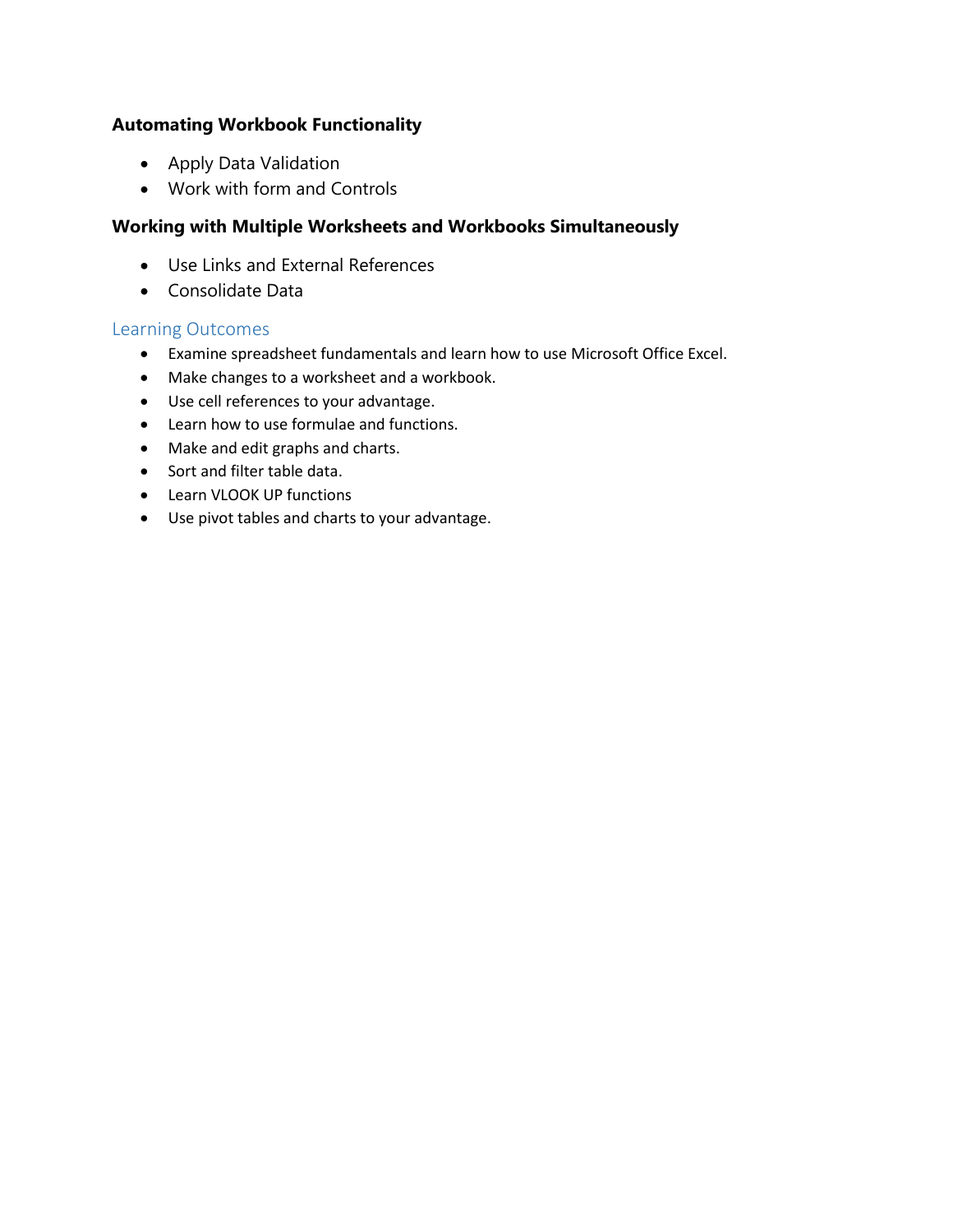**Automating Workbook Functionality**

- Apply Data Validation
- Work with form and Controls

**Working with Multiple Worksheets and Workbooks Simultaneously**

- Use Links and External References
- Consolidate Data

## Learning Outcomes

- Examine spreadsheet fundamentals and learn how to use Microsoft Office Excel.
- Make changes to a worksheet and a workbook.
- Use cell references to your advantage.
- Learn how to use formulae and functions.
- Make and edit graphs and charts.
- Sort and filter table data.
- Learn VLOOK UP functions
- Use pivot tables and charts to your advantage.